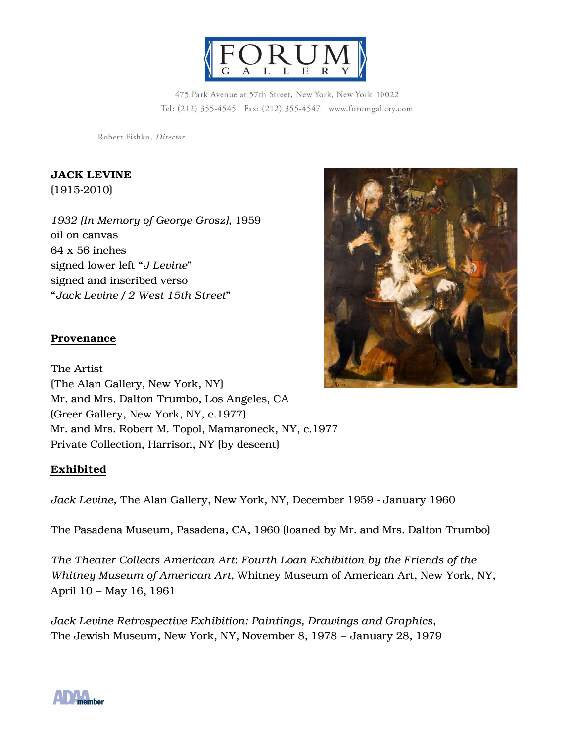# FORUM GALLERY

475 Park Avenue at 57th Street, New York, New York 10022
Tel: (212) 355-4545 Fax: (212) 355-4547 www.forumgallery.com

Robert Fishko, *Director*

**JACK LEVINE**
(1915-2010)

*1932 (In Memory of George Grosz)*, 1959
oil on canvas
64 x 56 inches
signed lower left "*J Levine*"
signed and inscribed verso
"*Jack Levine / 2 West 15th Street*"

## Provenance

The Artist
(The Alan Gallery, New York, NY)
Mr. and Mrs. Dalton Trumbo, Los Angeles, CA
(Greer Gallery, New York, NY, c.1977)
Mr. and Mrs. Robert M. Topol, Mamaroneck, NY, c.1977
Private Collection, Harrison, NY (by descent)

## Exhibited

*Jack Levine*, The Alan Gallery, New York, NY, December 1959 - January 1960

The Pasadena Museum, Pasadena, CA, 1960 (loaned by Mr. and Mrs. Dalton Trumbo)

*The Theater Collects American Art*: *Fourth Loan Exhibition by the Friends of the Whitney Museum of American Art*, Whitney Museum of American Art, New York, NY, April 10 – May 16, 1961

*Jack Levine Retrospective Exhibition: Paintings, Drawings and Graphics*, The Jewish Museum, New York, NY, November 8, 1978 – January 28, 1979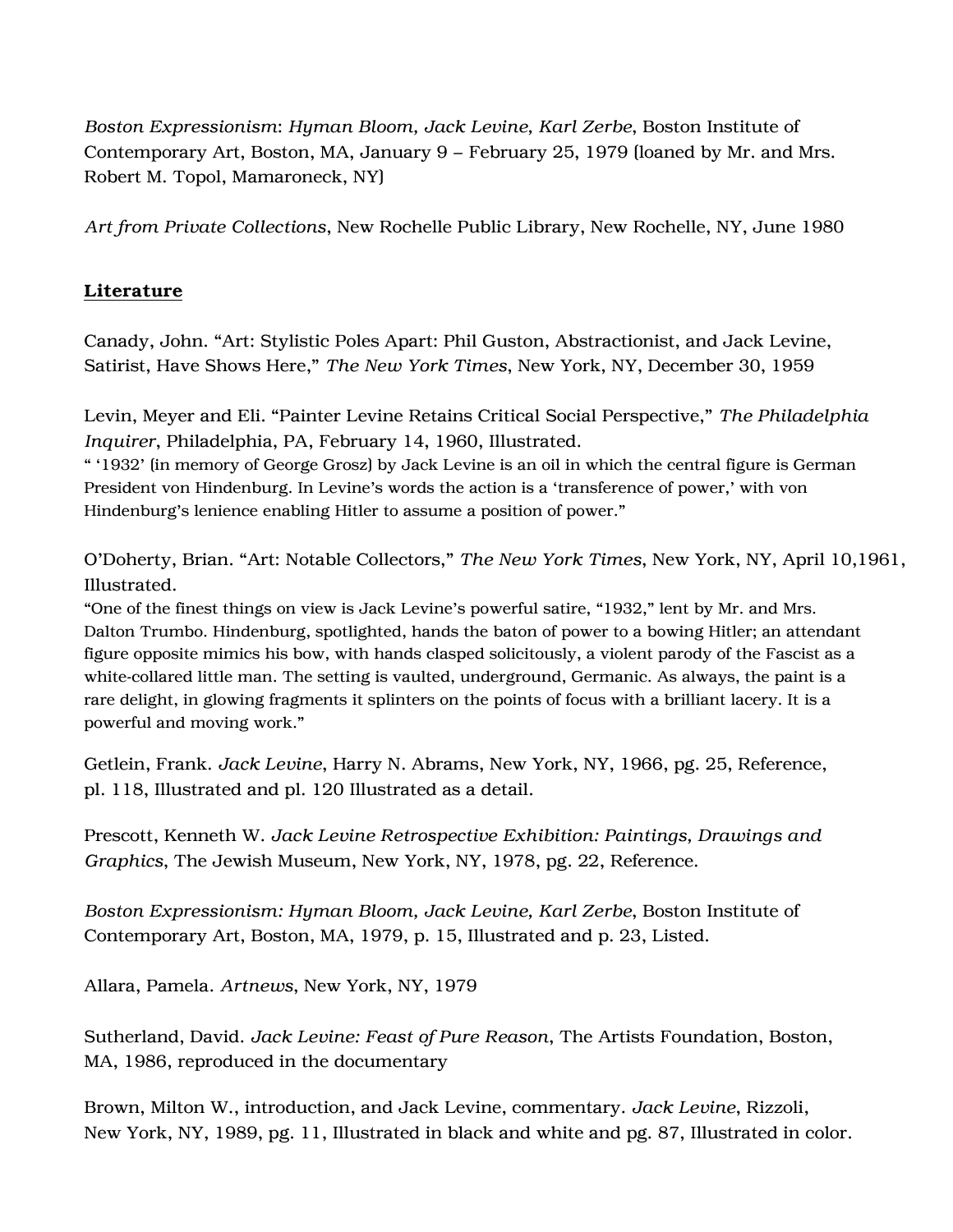*Boston Expressionism*: *Hyman Bloom, Jack Levine, Karl Zerbe*, Boston Institute of Contemporary Art, Boston, MA, January 9 – February 25, 1979 (loaned by Mr. and Mrs. Robert M. Topol, Mamaroneck, NY)

*Art from Private Collections*, New Rochelle Public Library, New Rochelle, NY, June 1980

## **Literature**

Canady, John. "Art: Stylistic Poles Apart: Phil Guston, Abstractionist, and Jack Levine, Satirist, Have Shows Here," *The New York Times*, New York, NY, December 30, 1959

Levin, Meyer and Eli. "Painter Levine Retains Critical Social Perspective," *The Philadelphia Inquirer*, Philadelphia, PA, February 14, 1960, Illustrated.
" '1932' (in memory of George Grosz) by Jack Levine is an oil in which the central figure is German President von Hindenburg. In Levine's words the action is a 'transference of power,' with von Hindenburg's lenience enabling Hitler to assume a position of power."

O'Doherty, Brian. "Art: Notable Collectors," *The New York Times*, New York, NY, April 10,1961, Illustrated.
"One of the finest things on view is Jack Levine's powerful satire, "1932," lent by Mr. and Mrs. Dalton Trumbo. Hindenburg, spotlighted, hands the baton of power to a bowing Hitler; an attendant figure opposite mimics his bow, with hands clasped solicitously, a violent parody of the Fascist as a white-collared little man. The setting is vaulted, underground, Germanic. As always, the paint is a rare delight, in glowing fragments it splinters on the points of focus with a brilliant lacery. It is a powerful and moving work."

Getlein, Frank. *Jack Levine*, Harry N. Abrams, New York, NY, 1966, pg. 25, Reference, pl. 118, Illustrated and pl. 120 Illustrated as a detail.

Prescott, Kenneth W. *Jack Levine Retrospective Exhibition: Paintings, Drawings and Graphics*, The Jewish Museum, New York, NY, 1978, pg. 22, Reference.

*Boston Expressionism: Hyman Bloom, Jack Levine, Karl Zerbe*, Boston Institute of Contemporary Art, Boston, MA, 1979, p. 15, Illustrated and p. 23, Listed.

Allara, Pamela. *Artnews*, New York, NY, 1979

Sutherland, David. *Jack Levine: Feast of Pure Reason*, The Artists Foundation, Boston, MA, 1986, reproduced in the documentary

Brown, Milton W., introduction, and Jack Levine, commentary. *Jack Levine*, Rizzoli, New York, NY, 1989, pg. 11, Illustrated in black and white and pg. 87, Illustrated in color.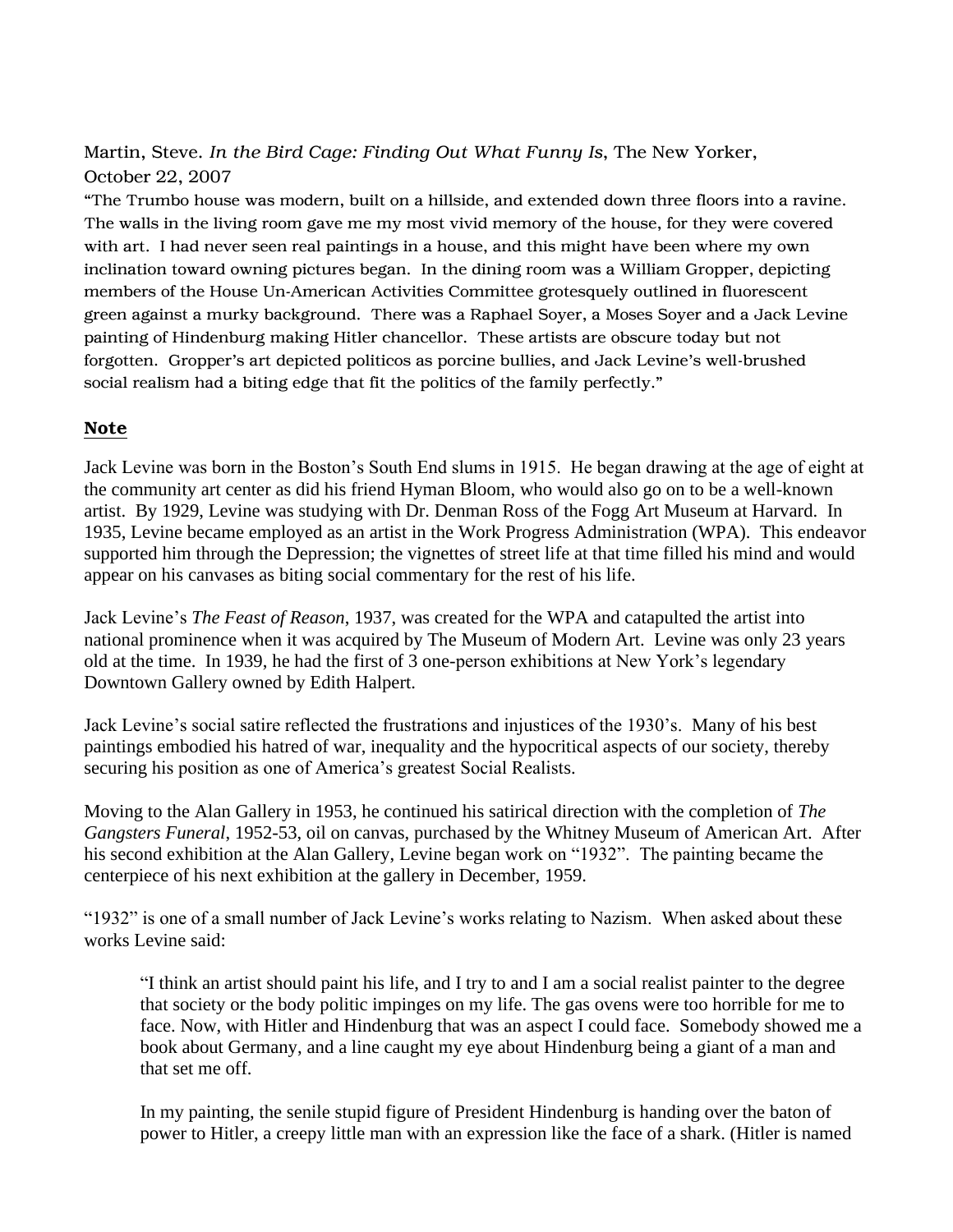Martin, Steve. *In the Bird Cage: Finding Out What Funny Is*, The New Yorker, October 22, 2007

"The Trumbo house was modern, built on a hillside, and extended down three floors into a ravine. The walls in the living room gave me my most vivid memory of the house, for they were covered with art. I had never seen real paintings in a house, and this might have been where my own inclination toward owning pictures began. In the dining room was a William Gropper, depicting members of the House Un-American Activities Committee grotesquely outlined in fluorescent green against a murky background. There was a Raphael Soyer, a Moses Soyer and a Jack Levine painting of Hindenburg making Hitler chancellor. These artists are obscure today but not forgotten. Gropper's art depicted politicos as porcine bullies, and Jack Levine's well-brushed social realism had a biting edge that fit the politics of the family perfectly."

## **Note**

Jack Levine was born in the Boston's South End slums in 1915. He began drawing at the age of eight at the community art center as did his friend Hyman Bloom, who would also go on to be a well-known artist. By 1929, Levine was studying with Dr. Denman Ross of the Fogg Art Museum at Harvard. In 1935, Levine became employed as an artist in the Work Progress Administration (WPA). This endeavor supported him through the Depression; the vignettes of street life at that time filled his mind and would appear on his canvases as biting social commentary for the rest of his life.

Jack Levine's *The Feast of Reason*, 1937, was created for the WPA and catapulted the artist into national prominence when it was acquired by The Museum of Modern Art. Levine was only 23 years old at the time. In 1939, he had the first of 3 one-person exhibitions at New York's legendary Downtown Gallery owned by Edith Halpert.

Jack Levine's social satire reflected the frustrations and injustices of the 1930's. Many of his best paintings embodied his hatred of war, inequality and the hypocritical aspects of our society, thereby securing his position as one of America's greatest Social Realists.

Moving to the Alan Gallery in 1953, he continued his satirical direction with the completion of *The Gangsters Funeral*, 1952-53, oil on canvas, purchased by the Whitney Museum of American Art. After his second exhibition at the Alan Gallery, Levine began work on "1932". The painting became the centerpiece of his next exhibition at the gallery in December, 1959.

"1932" is one of a small number of Jack Levine's works relating to Nazism. When asked about these works Levine said:

> "I think an artist should paint his life, and I try to and I am a social realist painter to the degree that society or the body politic impinges on my life. The gas ovens were too horrible for me to face. Now, with Hitler and Hindenburg that was an aspect I could face. Somebody showed me a book about Germany, and a line caught my eye about Hindenburg being a giant of a man and that set me off.
>
> In my painting, the senile stupid figure of President Hindenburg is handing over the baton of power to Hitler, a creepy little man with an expression like the face of a shark. (Hitler is named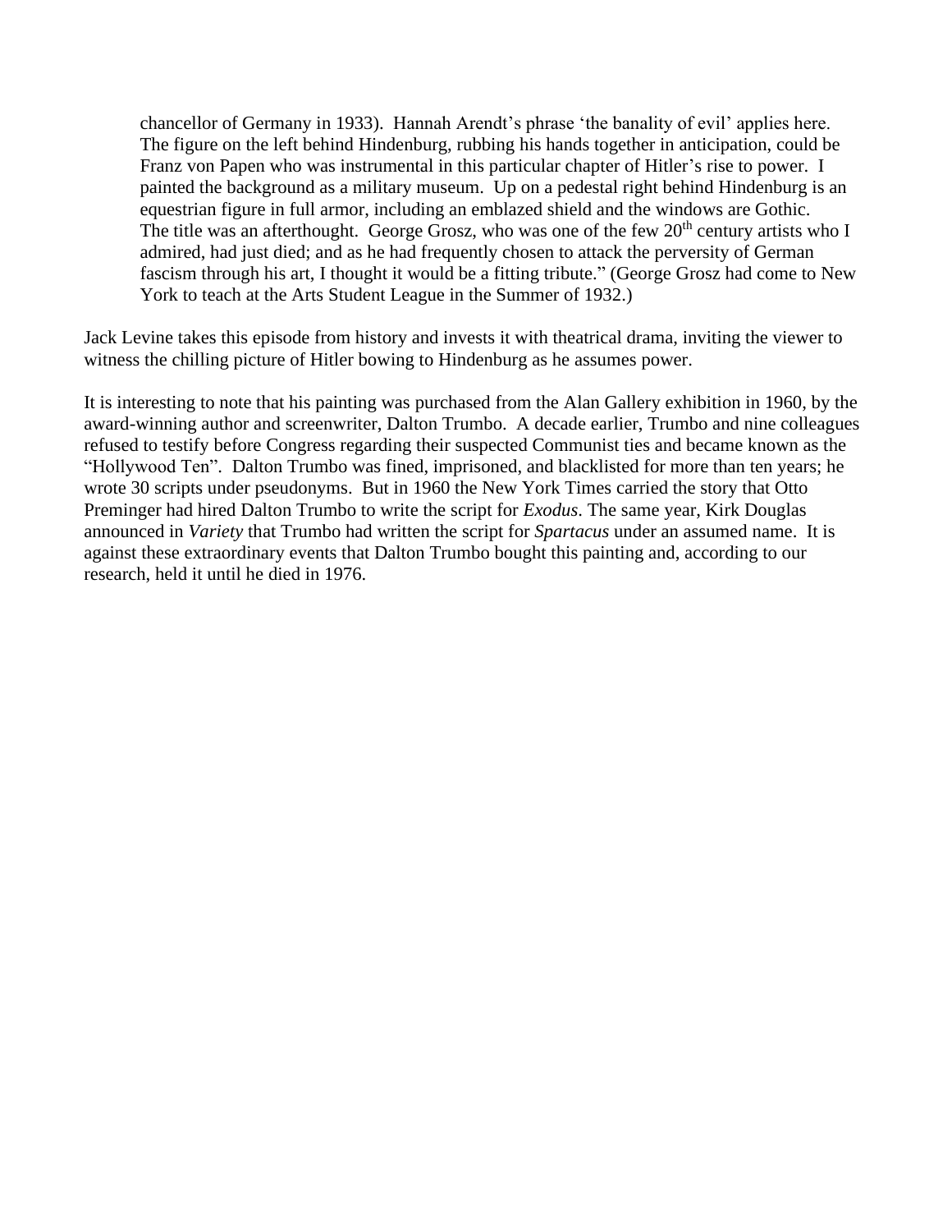> chancellor of Germany in 1933). Hannah Arendt's phrase 'the banality of evil' applies here. The figure on the left behind Hindenburg, rubbing his hands together in anticipation, could be Franz von Papen who was instrumental in this particular chapter of Hitler's rise to power. I painted the background as a military museum. Up on a pedestal right behind Hindenburg is an equestrian figure in full armor, including an emblazed shield and the windows are Gothic. The title was an afterthought. George Grosz, who was one of the few 20th century artists who I admired, had just died; and as he had frequently chosen to attack the perversity of German fascism through his art, I thought it would be a fitting tribute." (George Grosz had come to New York to teach at the Arts Student League in the Summer of 1932.)

Jack Levine takes this episode from history and invests it with theatrical drama, inviting the viewer to witness the chilling picture of Hitler bowing to Hindenburg as he assumes power.

It is interesting to note that his painting was purchased from the Alan Gallery exhibition in 1960, by the award-winning author and screenwriter, Dalton Trumbo. A decade earlier, Trumbo and nine colleagues refused to testify before Congress regarding their suspected Communist ties and became known as the "Hollywood Ten". Dalton Trumbo was fined, imprisoned, and blacklisted for more than ten years; he wrote 30 scripts under pseudonyms. But in 1960 the New York Times carried the story that Otto Preminger had hired Dalton Trumbo to write the script for *Exodus*. The same year, Kirk Douglas announced in *Variety* that Trumbo had written the script for *Spartacus* under an assumed name. It is against these extraordinary events that Dalton Trumbo bought this painting and, according to our research, held it until he died in 1976.